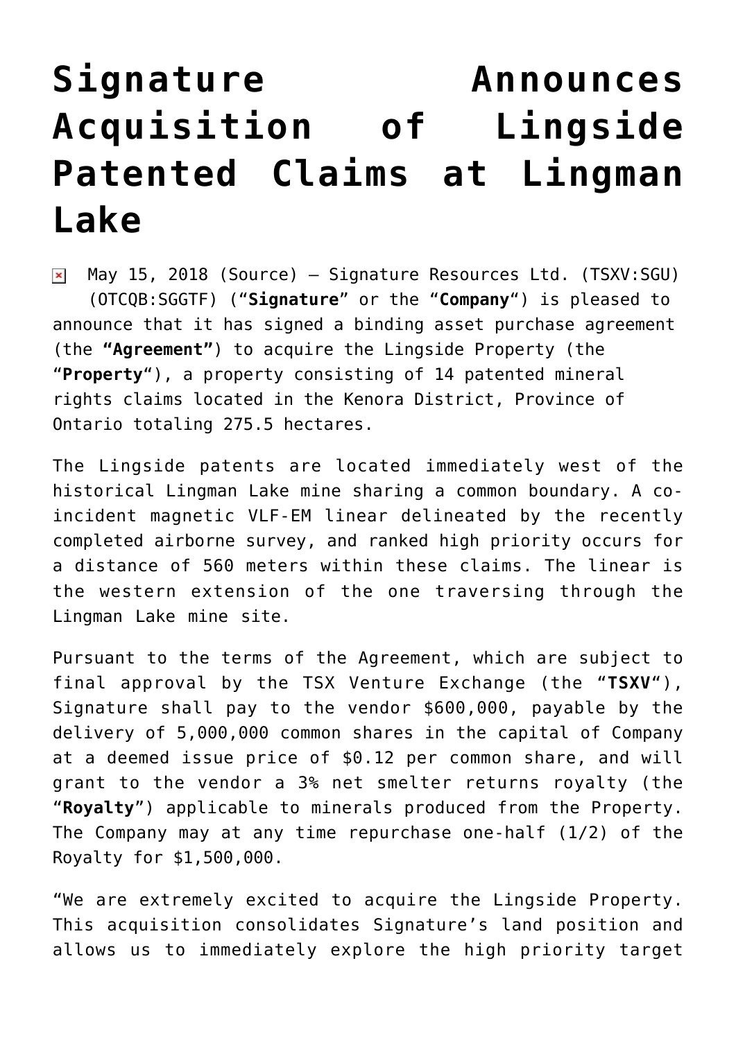# Signature Announces Acquisition of Lingside Patented Claims at Lingman Lake

May 15, 2018 (Source) — Signature Resources Ltd. (TSXV:SGU) (OTCQB:SGGTF) ("**Signature**" or the "**Company**") is pleased to announce that it has signed a binding asset purchase agreement (the **"Agreement"**) to acquire the Lingside Property (the "**Property**"), a property consisting of 14 patented mineral rights claims located in the Kenora District, Province of Ontario totaling 275.5 hectares.

The Lingside patents are located immediately west of the historical Lingman Lake mine sharing a common boundary. A co-incident magnetic VLF-EM linear delineated by the recently completed airborne survey, and ranked high priority occurs for a distance of 560 meters within these claims. The linear is the western extension of the one traversing through the Lingman Lake mine site.

Pursuant to the terms of the Agreement, which are subject to final approval by the TSX Venture Exchange (the "**TSXV**"), Signature shall pay to the vendor $600,000, payable by the delivery of 5,000,000 common shares in the capital of Company at a deemed issue price of $0.12 per common share, and will grant to the vendor a 3% net smelter returns royalty (the "**Royalty**") applicable to minerals produced from the Property. The Company may at any time repurchase one-half (1/2) of the Royalty for $1,500,000.

"We are extremely excited to acquire the Lingside Property. This acquisition consolidates Signature's land position and allows us to immediately explore the high priority target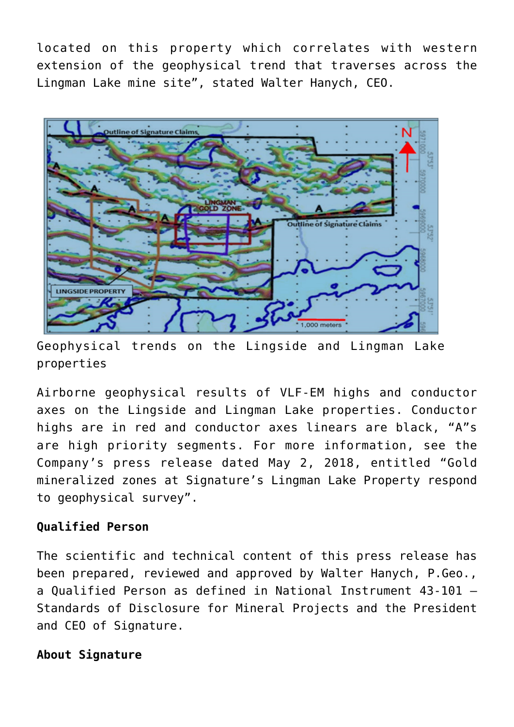located on this property which correlates with western extension of the geophysical trend that traverses across the Lingman Lake mine site", stated Walter Hanych, CEO.

Geophysical trends on the Lingside and Lingman Lake properties

Airborne geophysical results of VLF-EM highs and conductor axes on the Lingside and Lingman Lake properties. Conductor highs are in red and conductor axes linears are black, "A"s are high priority segments. For more information, see the Company's press release dated May 2, 2018, entitled "Gold mineralized zones at Signature's Lingman Lake Property respond to geophysical survey".

**Qualified Person**

The scientific and technical content of this press release has been prepared, reviewed and approved by Walter Hanych, P.Geo., a Qualified Person as defined in National Instrument 43-101 – Standards of Disclosure for Mineral Projects and the President and CEO of Signature.

**About Signature**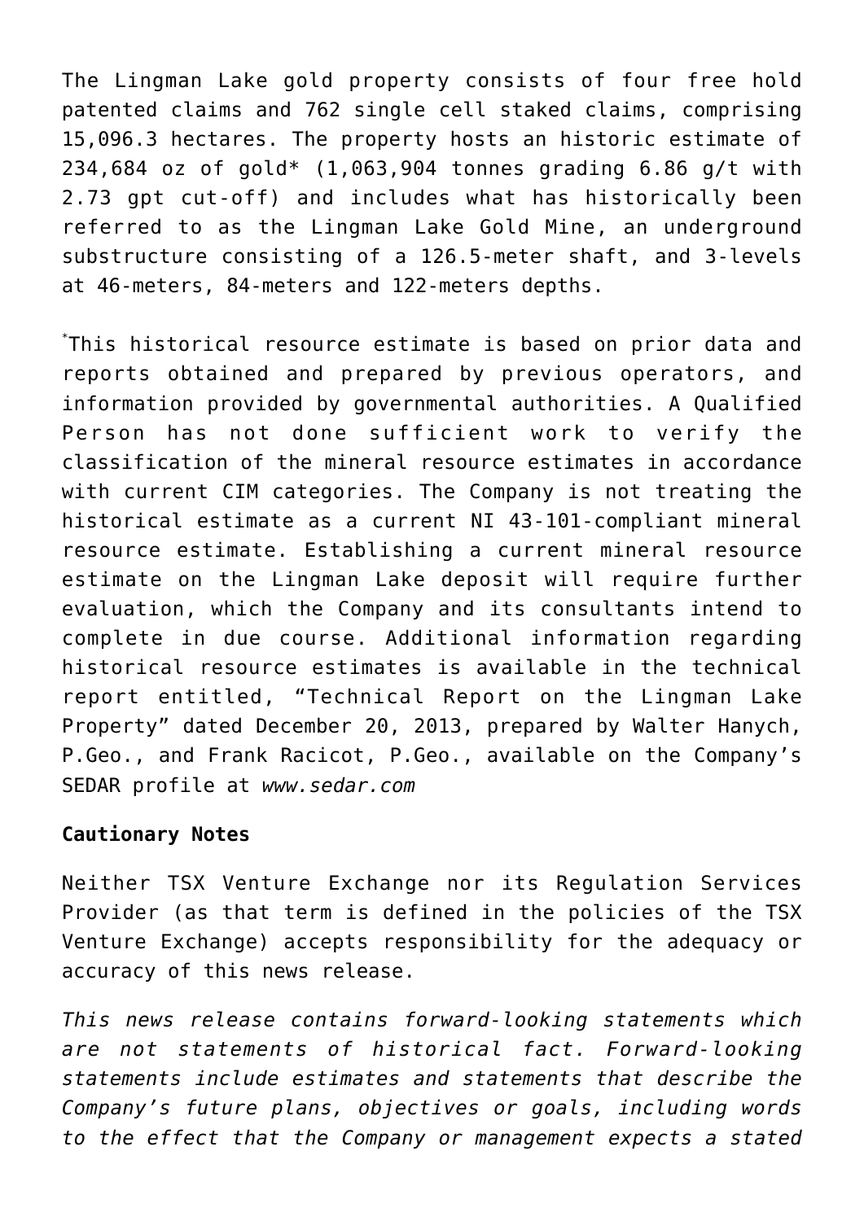The Lingman Lake gold property consists of four free hold patented claims and 762 single cell staked claims, comprising 15,096.3 hectares. The property hosts an historic estimate of 234,684 oz of gold* (1,063,904 tonnes grading 6.86 g/t with 2.73 gpt cut-off) and includes what has historically been referred to as the Lingman Lake Gold Mine, an underground substructure consisting of a 126.5-meter shaft, and 3-levels at 46-meters, 84-meters and 122-meters depths.

*This historical resource estimate is based on prior data and reports obtained and prepared by previous operators, and information provided by governmental authorities. A Qualified Person has not done sufficient work to verify the classification of the mineral resource estimates in accordance with current CIM categories. The Company is not treating the historical estimate as a current NI 43-101-compliant mineral resource estimate. Establishing a current mineral resource estimate on the Lingman Lake deposit will require further evaluation, which the Company and its consultants intend to complete in due course. Additional information regarding historical resource estimates is available in the technical report entitled, "Technical Report on the Lingman Lake Property" dated December 20, 2013, prepared by Walter Hanych, P.Geo., and Frank Racicot, P.Geo., available on the Company's SEDAR profile at *www.sedar.com*

**Cautionary Notes**

Neither TSX Venture Exchange nor its Regulation Services Provider (as that term is defined in the policies of the TSX Venture Exchange) accepts responsibility for the adequacy or accuracy of this news release.

*This news release contains forward-looking statements which are not statements of historical fact. Forward-looking statements include estimates and statements that describe the Company's future plans, objectives or goals, including words to the effect that the Company or management expects a stated*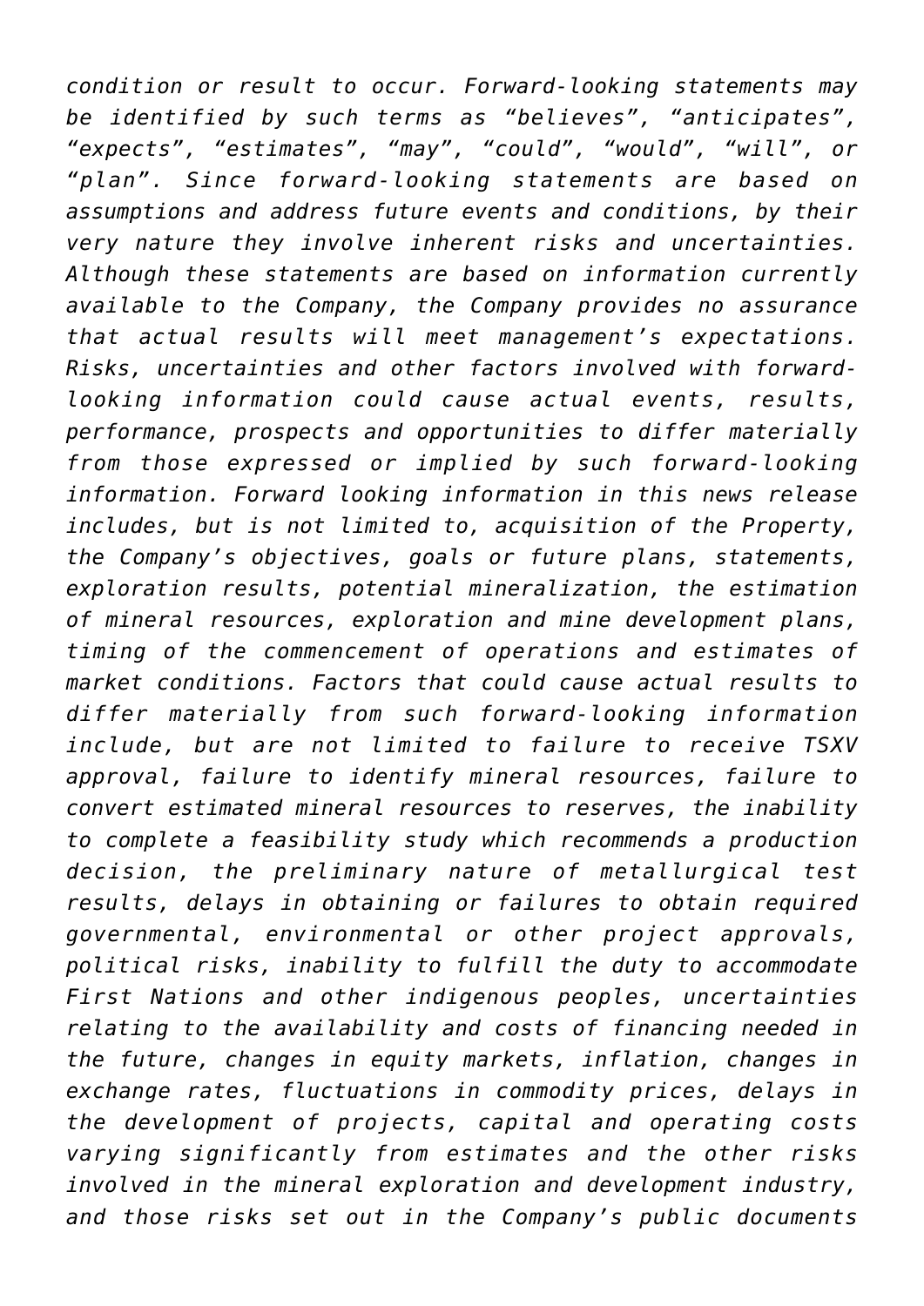*condition or result to occur. Forward-looking statements may be identified by such terms as “believes”, “anticipates”, “expects”, “estimates”, “may”, “could”, “would”, “will”, or “plan”. Since forward-looking statements are based on assumptions and address future events and conditions, by their very nature they involve inherent risks and uncertainties. Although these statements are based on information currently available to the Company, the Company provides no assurance that actual results will meet management’s expectations. Risks, uncertainties and other factors involved with forward-looking information could cause actual events, results, performance, prospects and opportunities to differ materially from those expressed or implied by such forward-looking information. Forward looking information in this news release includes, but is not limited to, acquisition of the Property, the Company’s objectives, goals or future plans, statements, exploration results, potential mineralization, the estimation of mineral resources, exploration and mine development plans, timing of the commencement of operations and estimates of market conditions. Factors that could cause actual results to differ materially from such forward-looking information include, but are not limited to failure to receive TSXV approval, failure to identify mineral resources, failure to convert estimated mineral resources to reserves, the inability to complete a feasibility study which recommends a production decision, the preliminary nature of metallurgical test results, delays in obtaining or failures to obtain required governmental, environmental or other project approvals, political risks, inability to fulfill the duty to accommodate First Nations and other indigenous peoples, uncertainties relating to the availability and costs of financing needed in the future, changes in equity markets, inflation, changes in exchange rates, fluctuations in commodity prices, delays in the development of projects, capital and operating costs varying significantly from estimates and the other risks involved in the mineral exploration and development industry, and those risks set out in the Company’s public documents*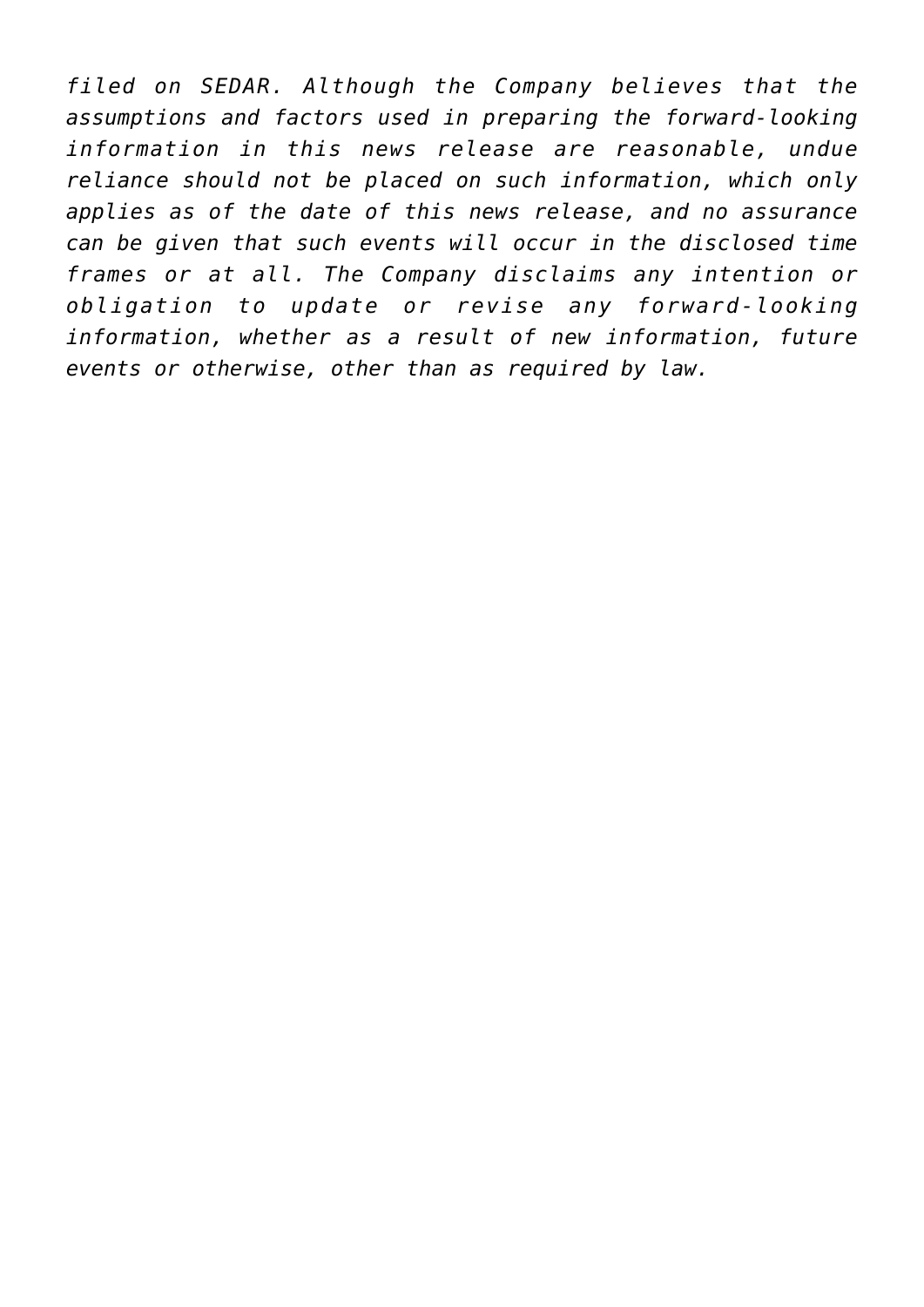*filed on SEDAR. Although the Company believes that the assumptions and factors used in preparing the forward-looking information in this news release are reasonable, undue reliance should not be placed on such information, which only applies as of the date of this news release, and no assurance can be given that such events will occur in the disclosed time frames or at all. The Company disclaims any intention or obligation to update or revise any forward-looking information, whether as a result of new information, future events or otherwise, other than as required by law.*